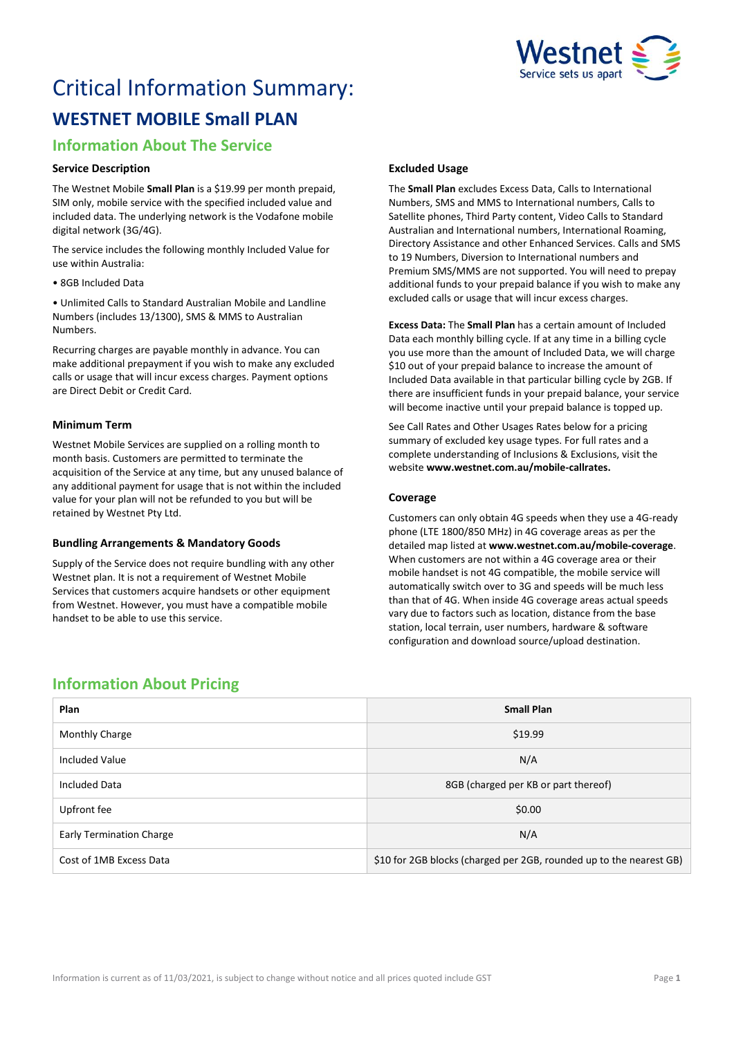# Critical Information Summary:

## WESTNET MOBILE Small PLAN

### Information About The Service

#### Service Description

The Westnet Mobile **Small Plan** is a $19.99 per month prepaid, SIM only, mobile service with the specified included value and included data. The underlying network is the Vodafone mobile digital network (3G/4G).

The service includes the following monthly Included Value for use within Australia:

- 8GB Included Data
- Unlimited Calls to Standard Australian Mobile and Landline Numbers (includes 13/1300), SMS & MMS to Australian Numbers.

Recurring charges are payable monthly in advance. You can make additional prepayment if you wish to make any excluded calls or usage that will incur excess charges. Payment options are Direct Debit or Credit Card.

#### Minimum Term

Westnet Mobile Services are supplied on a rolling month to month basis. Customers are permitted to terminate the acquisition of the Service at any time, but any unused balance of any additional payment for usage that is not within the included value for your plan will not be refunded to you but will be retained by Westnet Pty Ltd.

#### Bundling Arrangements & Mandatory Goods

Supply of the Service does not require bundling with any other Westnet plan. It is not a requirement of Westnet Mobile Services that customers acquire handsets or other equipment from Westnet. However, you must have a compatible mobile handset to be able to use this service.

#### Excluded Usage

The **Small Plan** excludes Excess Data, Calls to International Numbers, SMS and MMS to International numbers, Calls to Satellite phones, Third Party content, Video Calls to Standard Australian and International numbers, International Roaming, Directory Assistance and other Enhanced Services. Calls and SMS to 19 Numbers, Diversion to International numbers and Premium SMS/MMS are not supported. You will need to prepay additional funds to your prepaid balance if you wish to make any excluded calls or usage that will incur excess charges.

**Excess Data:** The **Small Plan** has a certain amount of Included Data each monthly billing cycle. If at any time in a billing cycle you use more than the amount of Included Data, we will charge $10 out of your prepaid balance to increase the amount of Included Data available in that particular billing cycle by 2GB. If there are insufficient funds in your prepaid balance, your service will become inactive until your prepaid balance is topped up.

See Call Rates and Other Usages Rates below for a pricing summary of excluded key usage types. For full rates and a complete understanding of Inclusions & Exclusions, visit the website **www.westnet.com.au/mobile-callrates.**

#### Coverage

Customers can only obtain 4G speeds when they use a 4G-ready phone (LTE 1800/850 MHz) in 4G coverage areas as per the detailed map listed at **www.westnet.com.au/mobile-coverage**. When customers are not within a 4G coverage area or their mobile handset is not 4G compatible, the mobile service will automatically switch over to 3G and speeds will be much less than that of 4G. When inside 4G coverage areas actual speeds vary due to factors such as location, distance from the base station, local terrain, user numbers, hardware & software configuration and download source/upload destination.

### Information About Pricing

| Plan | Small Plan |
|---|---|
| Monthly Charge | $19.99 |
| Included Value | N/A |
| Included Data | 8GB (charged per KB or part thereof) |
| Upfront fee | $0.00 |
| Early Termination Charge | N/A |
| Cost of 1MB Excess Data | $10 for 2GB blocks (charged per 2GB, rounded up to the nearest GB) |

Information is current as of 11/03/2021, is subject to change without notice and all prices quoted include GST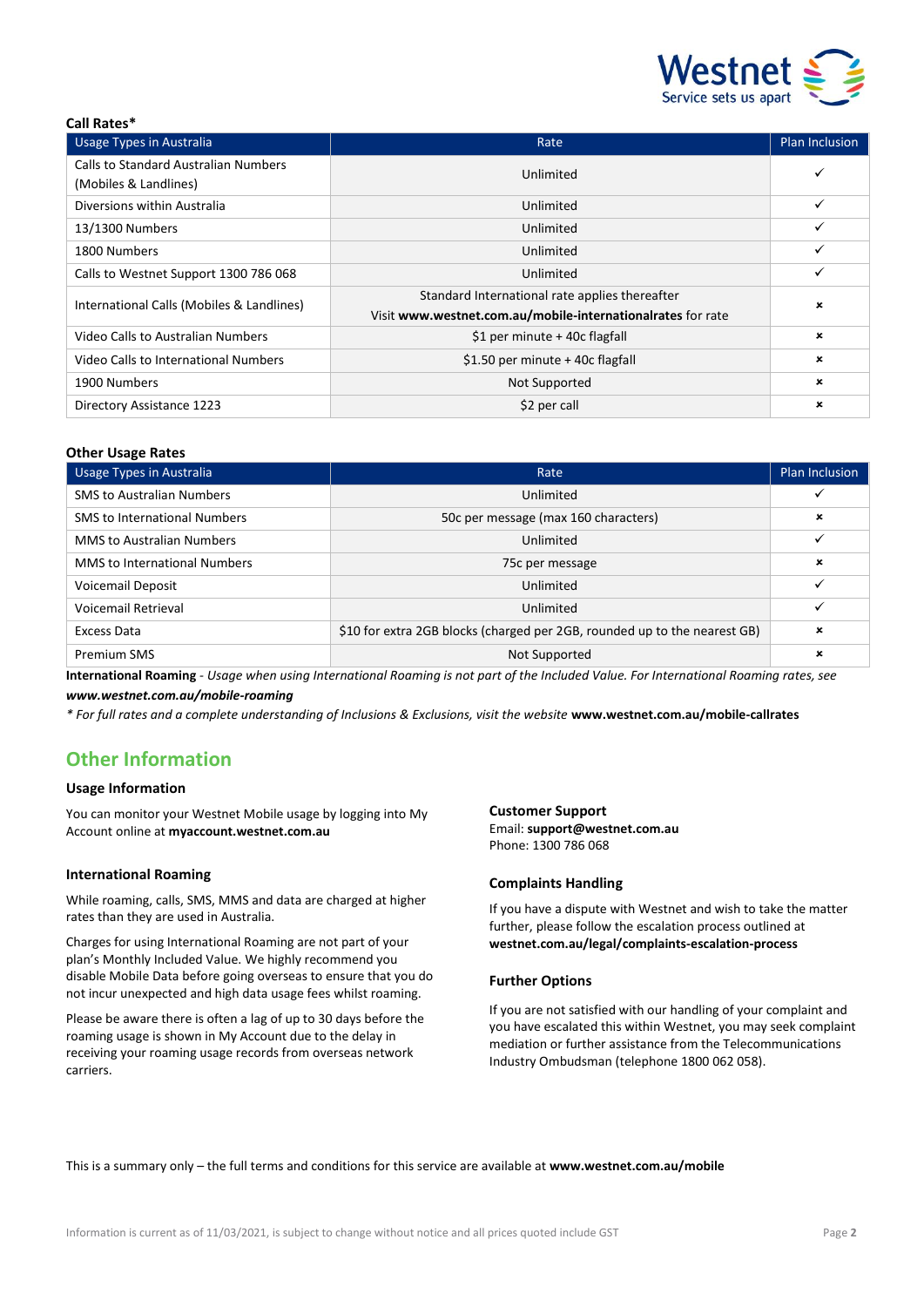**Call Rates***

| Usage Types in Australia | Rate | Plan Inclusion |
|---|---|---|
| Calls to Standard Australian Numbers (Mobiles & Landlines) | Unlimited | ✓ |
| Diversions within Australia | Unlimited | ✓ |
| 13/1300 Numbers | Unlimited | ✓ |
| 1800 Numbers | Unlimited | ✓ |
| Calls to Westnet Support 1300 786 068 | Unlimited | ✓ |
| International Calls (Mobiles & Landlines) | Standard International rate applies thereafter Visit **www.westnet.com.au/mobile-internationalrates** for rate | × |
| Video Calls to Australian Numbers | $1 per minute + 40c flagfall | × |
| Video Calls to International Numbers | $1.50 per minute + 40c flagfall | × |
| 1900 Numbers | Not Supported | × |
| Directory Assistance 1223 | $2 per call | × |

**Other Usage Rates**

| Usage Types in Australia | Rate | Plan Inclusion |
|---|---|---|
| SMS to Australian Numbers | Unlimited | ✓ |
| SMS to International Numbers | 50c per message (max 160 characters) | × |
| MMS to Australian Numbers | Unlimited | ✓ |
| MMS to International Numbers | 75c per message | × |
| Voicemail Deposit | Unlimited | ✓ |
| Voicemail Retrieval | Unlimited | ✓ |
| Excess Data | $10 for extra 2GB blocks (charged per 2GB, rounded up to the nearest GB) | × |
| Premium SMS | Not Supported | × |

**International Roaming** - *Usage when using International Roaming is not part of the Included Value. For International Roaming rates, see* ***www.westnet.com.au/mobile-roaming***

*\* For full rates and a complete understanding of Inclusions & Exclusions, visit the website* **www.westnet.com.au/mobile-callrates**

## Other Information

### Usage Information

You can monitor your Westnet Mobile usage by logging into My Account online at **myaccount.westnet.com.au**

### International Roaming

While roaming, calls, SMS, MMS and data are charged at higher rates than they are used in Australia.

Charges for using International Roaming are not part of your plan's Monthly Included Value. We highly recommend you disable Mobile Data before going overseas to ensure that you do not incur unexpected and high data usage fees whilst roaming.

Please be aware there is often a lag of up to 30 days before the roaming usage is shown in My Account due to the delay in receiving your roaming usage records from overseas network carriers.

### Customer Support

Email: **support@westnet.com.au**
Phone: 1300 786 068

### Complaints Handling

If you have a dispute with Westnet and wish to take the matter further, please follow the escalation process outlined at **westnet.com.au/legal/complaints-escalation-process**

### Further Options

If you are not satisfied with our handling of your complaint and you have escalated this within Westnet, you may seek complaint mediation or further assistance from the Telecommunications Industry Ombudsman (telephone 1800 062 058).

This is a summary only – the full terms and conditions for this service are available at **www.westnet.com.au/mobile**

Information is current as of 11/03/2021, is subject to change without notice and all prices quoted include GST